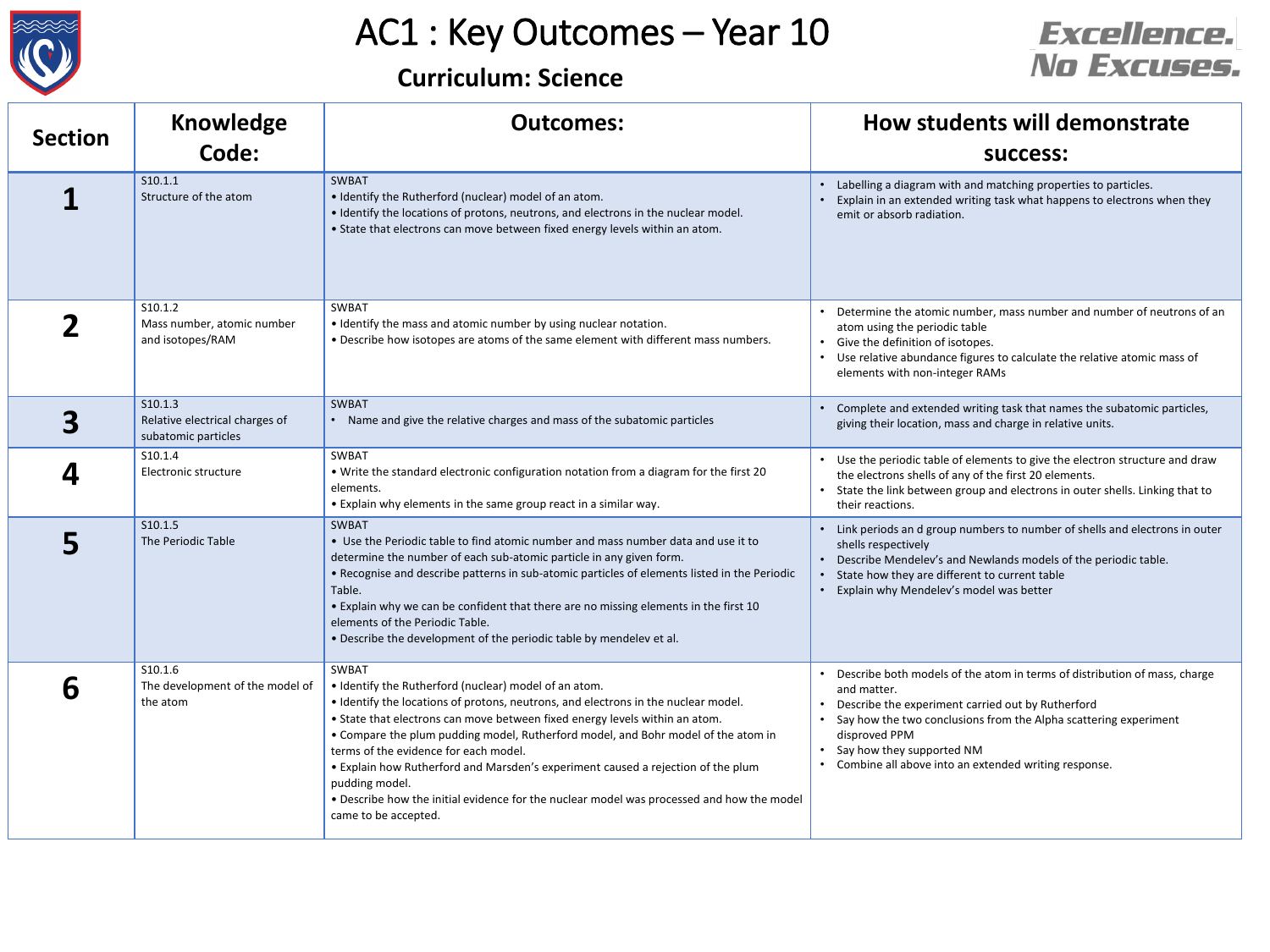# AC1 : Key Outcomes – Year 10

## Curriculum: Science

Excellence. No Excuses.

| Section | Knowledge Code: | Outcomes: | How students will demonstrate success: |
|---|---|---|---|
| **1** | S10.1.1<br>Structure of the atom | SWBAT<br>• Identify the Rutherford (nuclear) model of an atom.<br>• Identify the locations of protons, neutrons, and electrons in the nuclear model.<br>• State that electrons can move between fixed energy levels within an atom. | • Labelling a diagram with and matching properties to particles.<br>• Explain in an extended writing task what happens to electrons when they emit or absorb radiation. |
| **2** | S10.1.2<br>Mass number, atomic number and isotopes/RAM | SWBAT<br>• Identify the mass and atomic number by using nuclear notation.<br>• Describe how isotopes are atoms of the same element with different mass numbers. | • Determine the atomic number, mass number and number of neutrons of an atom using the periodic table<br>• Give the definition of isotopes.<br>• Use relative abundance figures to calculate the relative atomic mass of elements with non-integer RAMs |
| **3** | S10.1.3<br>Relative electrical charges of subatomic particles | SWBAT<br>• Name and give the relative charges and mass of the subatomic particles | • Complete and extended writing task that names the subatomic particles, giving their location, mass and charge in relative units. |
| **4** | S10.1.4<br>Electronic structure | SWBAT<br>• Write the standard electronic configuration notation from a diagram for the first 20 elements.<br>• Explain why elements in the same group react in a similar way. | • Use the periodic table of elements to give the electron structure and draw the electrons shells of any of the first 20 elements.<br>• State the link between group and electrons in outer shells. Linking that to their reactions. |
| **5** | S10.1.5<br>The Periodic Table | SWBAT<br>• Use the Periodic table to find atomic number and mass number data and use it to determine the number of each sub-atomic particle in any given form.<br>• Recognise and describe patterns in sub-atomic particles of elements listed in the Periodic Table.<br>• Explain why we can be confident that there are no missing elements in the first 10 elements of the Periodic Table.<br>• Describe the development of the periodic table by mendelev et al. | • Link periods an d group numbers to number of shells and electrons in outer shells respectively<br>• Describe Mendelev's and Newlands models of the periodic table.<br>• State how they are different to current table<br>• Explain why Mendelev's model was better |
| **6** | S10.1.6<br>The development of the model of the atom | SWBAT<br>• Identify the Rutherford (nuclear) model of an atom.<br>• Identify the locations of protons, neutrons, and electrons in the nuclear model.<br>• State that electrons can move between fixed energy levels within an atom.<br>• Compare the plum pudding model, Rutherford model, and Bohr model of the atom in terms of the evidence for each model.<br>• Explain how Rutherford and Marsden's experiment caused a rejection of the plum pudding model.<br>• Describe how the initial evidence for the nuclear model was processed and how the model came to be accepted. | • Describe both models of the atom in terms of distribution of mass, charge and matter.<br>• Describe the experiment carried out by Rutherford<br>• Say how the two conclusions from the Alpha scattering experiment disproved PPM<br>• Say how they supported NM<br>• Combine all above into an extended writing response. |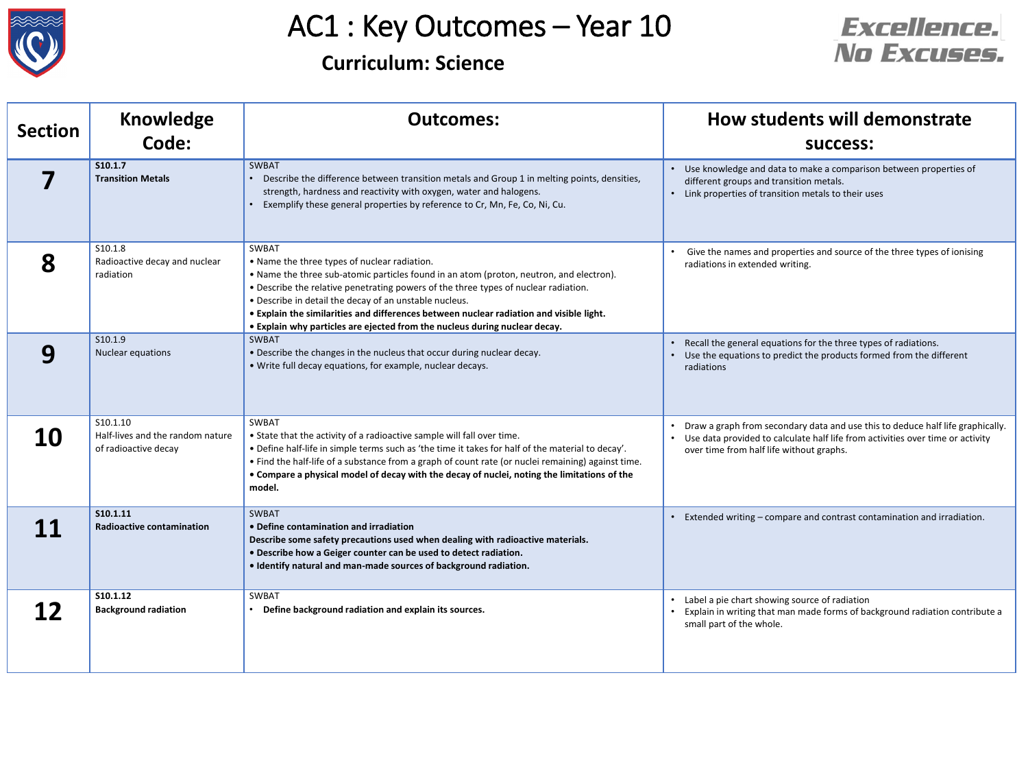# AC1 : Key Outcomes – Year 10

## Curriculum: Science

Excellence. No Excuses.

| Section | Knowledge Code: | Outcomes: | How students will demonstrate success: |
|---|---|---|---|
| **7** | **S10.1.7** <br> **Transition Metals** | SWBAT <br> • Describe the difference between transition metals and Group 1 in melting points, densities, strength, hardness and reactivity with oxygen, water and halogens. <br> • Exemplify these general properties by reference to Cr, Mn, Fe, Co, Ni, Cu. | • Use knowledge and data to make a comparison between properties of different groups and transition metals. <br> • Link properties of transition metals to their uses |
| **8** | S10.1.8 <br> Radioactive decay and nuclear radiation | SWBAT <br> • Name the three types of nuclear radiation. <br> • Name the three sub-atomic particles found in an atom (proton, neutron, and electron). <br> • Describe the relative penetrating powers of the three types of nuclear radiation. <br> • Describe in detail the decay of an unstable nucleus. <br> **• Explain the similarities and differences between nuclear radiation and visible light.** <br> **• Explain why particles are ejected from the nucleus during nuclear decay.** | • Give the names and properties and source of the three types of ionising radiations in extended writing. |
| **9** | S10.1.9 <br> Nuclear equations | SWBAT <br> • Describe the changes in the nucleus that occur during nuclear decay. <br> • Write full decay equations, for example, nuclear decays. | • Recall the general equations for the three types of radiations. <br> • Use the equations to predict the products formed from the different radiations |
| **10** | S10.1.10 <br> Half-lives and the random nature of radioactive decay | SWBAT <br> • State that the activity of a radioactive sample will fall over time. <br> • Define half-life in simple terms such as 'the time it takes for half of the material to decay'. <br> • Find the half-life of a substance from a graph of count rate (or nuclei remaining) against time. <br> **• Compare a physical model of decay with the decay of nuclei, noting the limitations of the model.** | • Draw a graph from secondary data and use this to deduce half life graphically. <br> • Use data provided to calculate half life from activities over time or activity over time from half life without graphs. |
| **11** | **S10.1.11** <br> **Radioactive contamination** | SWBAT <br> **• Define contamination and irradiation** <br> **Describe some safety precautions used when dealing with radioactive materials.** <br> **• Describe how a Geiger counter can be used to detect radiation.** <br> **• Identify natural and man-made sources of background radiation.** | • Extended writing – compare and contrast contamination and irradiation. |
| **12** | **S10.1.12** <br> **Background radiation** | SWBAT <br> • **Define background radiation and explain its sources.** | • Label a pie chart showing source of radiation <br> • Explain in writing that man made forms of background radiation contribute a small part of the whole. |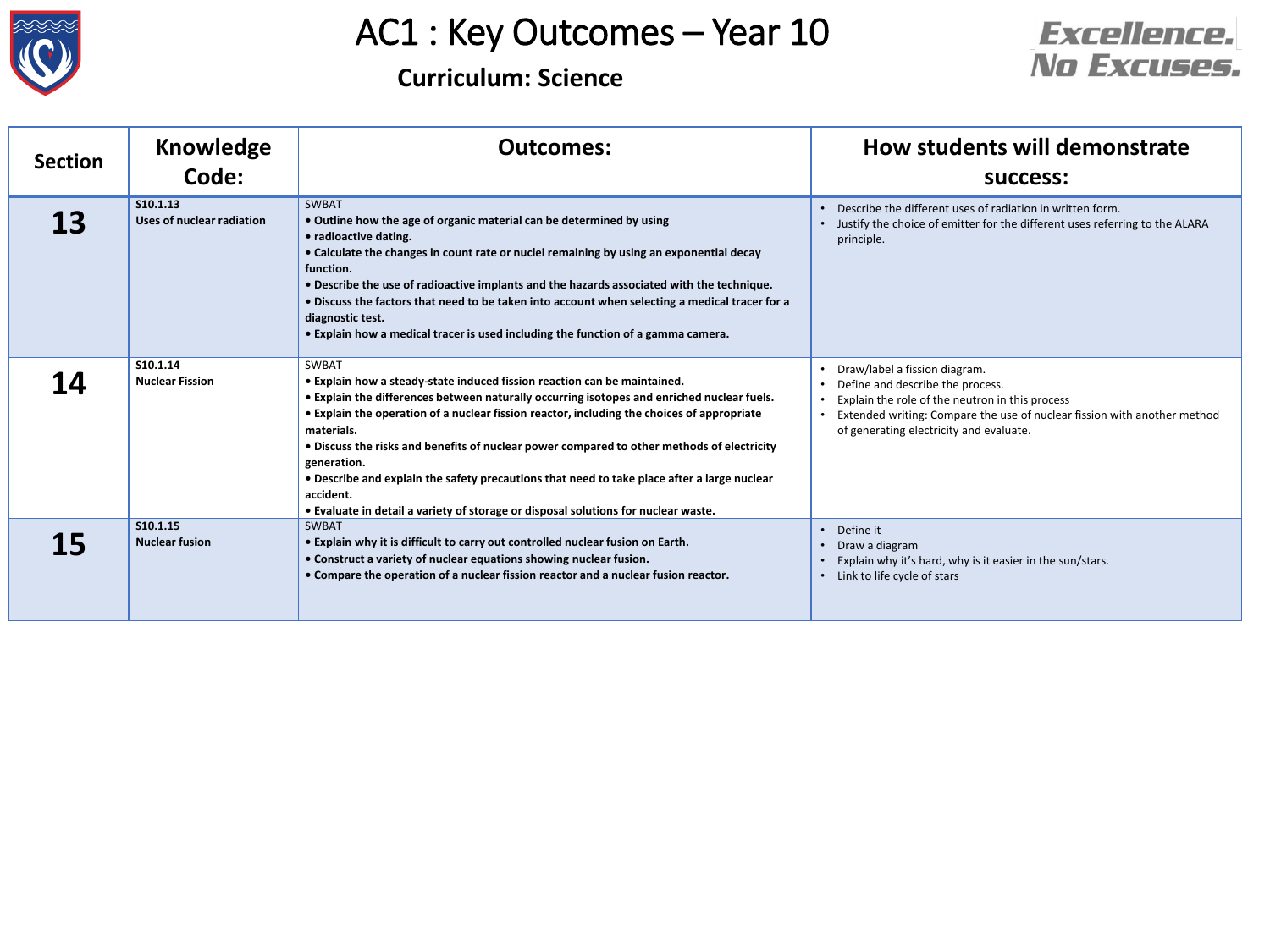# AC1 : Key Outcomes – Year 10

## Curriculum: Science

Excellence. No Excuses.

| Section | Knowledge Code: | Outcomes: | How students will demonstrate success: |
|---|---|---|---|
| **13** | **S10.1.13**<br>**Uses of nuclear radiation** | SWBAT<br>**• Outline how the age of organic material can be determined by using**<br>**• radioactive dating.**<br>**• Calculate the changes in count rate or nuclei remaining by using an exponential decay function.**<br>**• Describe the use of radioactive implants and the hazards associated with the technique.**<br>**• Discuss the factors that need to be taken into account when selecting a medical tracer for a diagnostic test.**<br>**• Explain how a medical tracer is used including the function of a gamma camera.** | • Describe the different uses of radiation in written form.<br>• Justify the choice of emitter for the different uses referring to the ALARA principle. |
| **14** | **S10.1.14**<br>**Nuclear Fission** | SWBAT<br>**• Explain how a steady-state induced fission reaction can be maintained.**<br>**• Explain the differences between naturally occurring isotopes and enriched nuclear fuels.**<br>**• Explain the operation of a nuclear fission reactor, including the choices of appropriate materials.**<br>**• Discuss the risks and benefits of nuclear power compared to other methods of electricity generation.**<br>**• Describe and explain the safety precautions that need to take place after a large nuclear accident.**<br>**• Evaluate in detail a variety of storage or disposal solutions for nuclear waste.** | • Draw/label a fission diagram.<br>• Define and describe the process.<br>• Explain the role of the neutron in this process<br>• Extended writing: Compare the use of nuclear fission with another method of generating electricity and evaluate. |
| **15** | **S10.1.15**<br>**Nuclear fusion** | SWBAT<br>**• Explain why it is difficult to carry out controlled nuclear fusion on Earth.**<br>**• Construct a variety of nuclear equations showing nuclear fusion.**<br>**• Compare the operation of a nuclear fission reactor and a nuclear fusion reactor.** | • Define it<br>• Draw a diagram<br>• Explain why it's hard, why is it easier in the sun/stars.<br>• Link to life cycle of stars |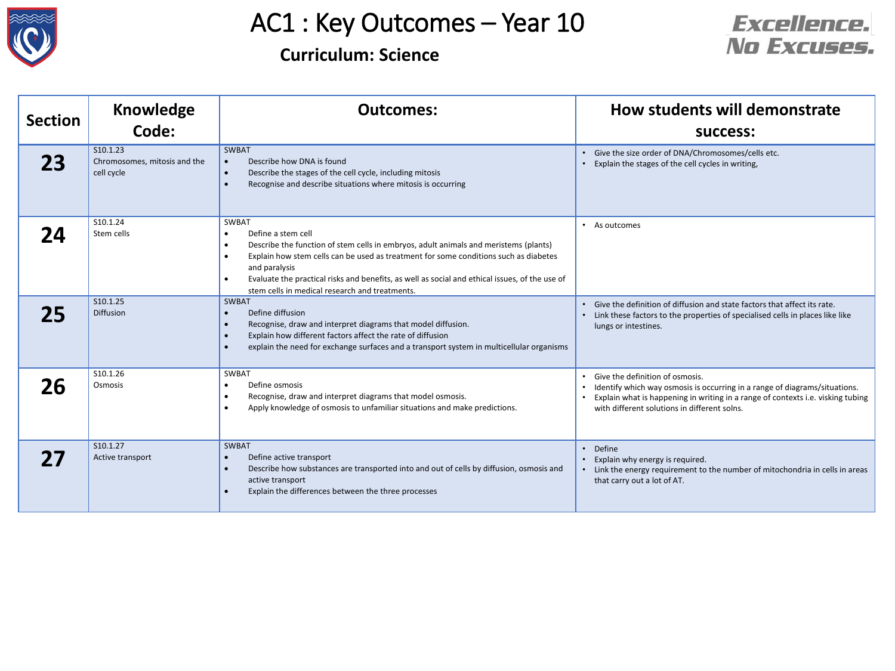# AC1 : Key Outcomes – Year 10

## Curriculum: Science

Excellence. No Excuses.

| Section | Knowledge Code: | Outcomes: | How students will demonstrate success: |
|---|---|---|---|
| **23** | S10.1.23<br>Chromosomes, mitosis and the cell cycle | SWBAT<br>• Describe how DNA is found<br>• Describe the stages of the cell cycle, including mitosis<br>• Recognise and describe situations where mitosis is occurring | • Give the size order of DNA/Chromosomes/cells etc.<br>• Explain the stages of the cell cycles in writing, |
| **24** | S10.1.24<br>Stem cells | SWBAT<br>• Define a stem cell<br>• Describe the function of stem cells in embryos, adult animals and meristems (plants)<br>• Explain how stem cells can be used as treatment for some conditions such as diabetes and paralysis<br>• Evaluate the practical risks and benefits, as well as social and ethical issues, of the use of stem cells in medical research and treatments. | • As outcomes |
| **25** | S10.1.25<br>Diffusion | SWBAT<br>• Define diffusion<br>• Recognise, draw and interpret diagrams that model diffusion.<br>• Explain how different factors affect the rate of diffusion<br>• explain the need for exchange surfaces and a transport system in multicellular organisms | • Give the definition of diffusion and state factors that affect its rate.<br>• Link these factors to the properties of specialised cells in places like like lungs or intestines. |
| **26** | S10.1.26<br>Osmosis | SWBAT<br>• Define osmosis<br>• Recognise, draw and interpret diagrams that model osmosis.<br>• Apply knowledge of osmosis to unfamiliar situations and make predictions. | • Give the definition of osmosis.<br>• Identify which way osmosis is occurring in a range of diagrams/situations.<br>• Explain what is happening in writing in a range of contexts i.e. visking tubing with different solutions in different solns. |
| **27** | S10.1.27<br>Active transport | SWBAT<br>• Define active transport<br>• Describe how substances are transported into and out of cells by diffusion, osmosis and active transport<br>• Explain the differences between the three processes | • Define<br>• Explain why energy is required.<br>• Link the energy requirement to the number of mitochondria in cells in areas that carry out a lot of AT. |